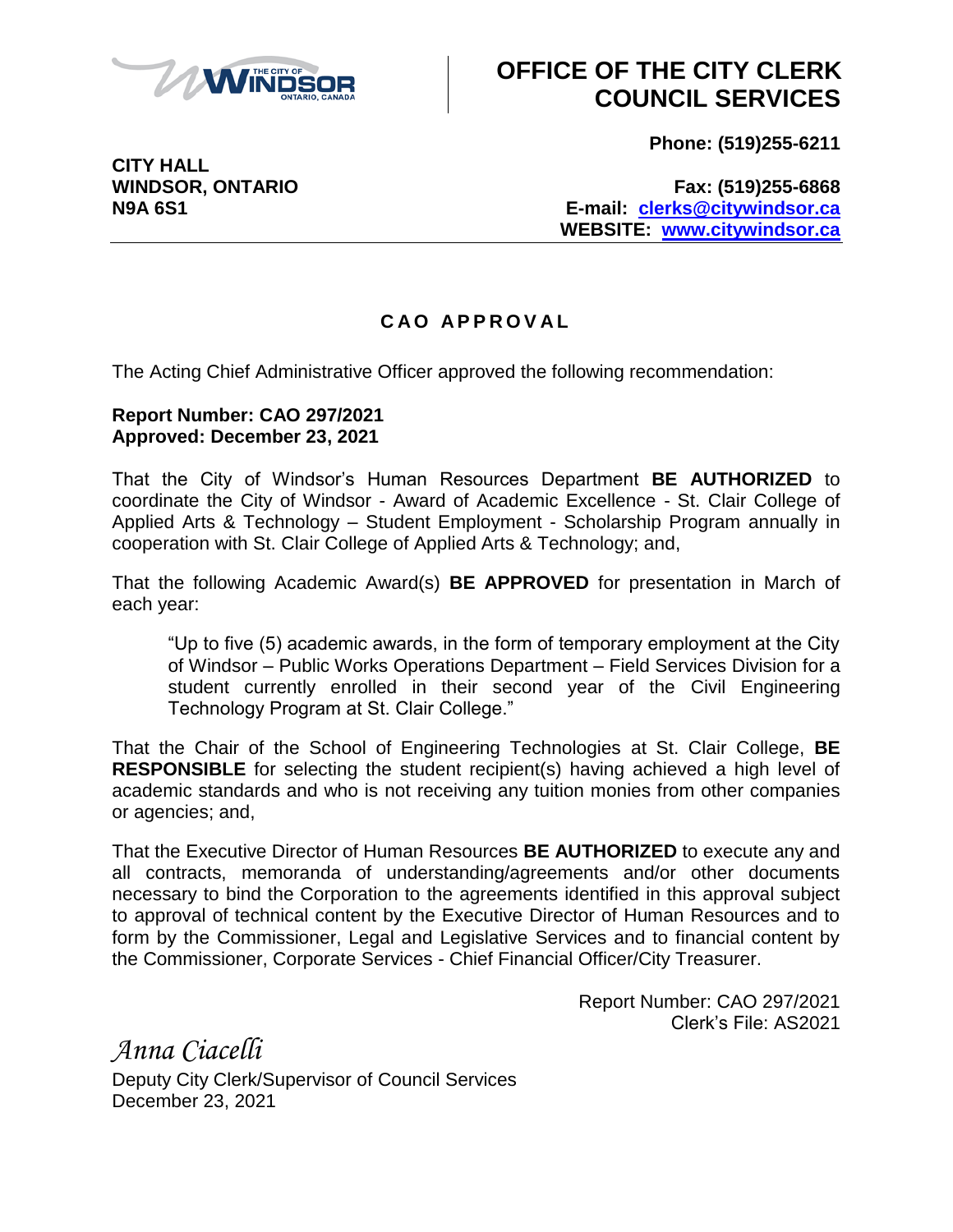# OFFICE OF THE CITY CLERK COUNCIL SERVICES

**CITY HALL**
**WINDSOR, ONTARIO**
**N9A 6S1**

**Phone: (519)255-6211**

**Fax: (519)255-6868**
**E-mail: clerks@citywindsor.ca**
**WEBSITE: www.citywindsor.ca**

## CAO APPROVAL

The Acting Chief Administrative Officer approved the following recommendation:

**Report Number: CAO 297/2021**
**Approved: December 23, 2021**

That the City of Windsor's Human Resources Department **BE AUTHORIZED** to coordinate the City of Windsor - Award of Academic Excellence - St. Clair College of Applied Arts & Technology – Student Employment - Scholarship Program annually in cooperation with St. Clair College of Applied Arts & Technology; and,

That the following Academic Award(s) **BE APPROVED** for presentation in March of each year:

> "Up to five (5) academic awards, in the form of temporary employment at the City of Windsor – Public Works Operations Department – Field Services Division for a student currently enrolled in their second year of the Civil Engineering Technology Program at St. Clair College."

That the Chair of the School of Engineering Technologies at St. Clair College, **BE RESPONSIBLE** for selecting the student recipient(s) having achieved a high level of academic standards and who is not receiving any tuition monies from other companies or agencies; and,

That the Executive Director of Human Resources **BE AUTHORIZED** to execute any and all contracts, memoranda of understanding/agreements and/or other documents necessary to bind the Corporation to the agreements identified in this approval subject to approval of technical content by the Executive Director of Human Resources and to form by the Commissioner, Legal and Legislative Services and to financial content by the Commissioner, Corporate Services - Chief Financial Officer/City Treasurer.

Report Number: CAO 297/2021
Clerk's File: AS2021

*Anna Ciacelli*
Deputy City Clerk/Supervisor of Council Services
December 23, 2021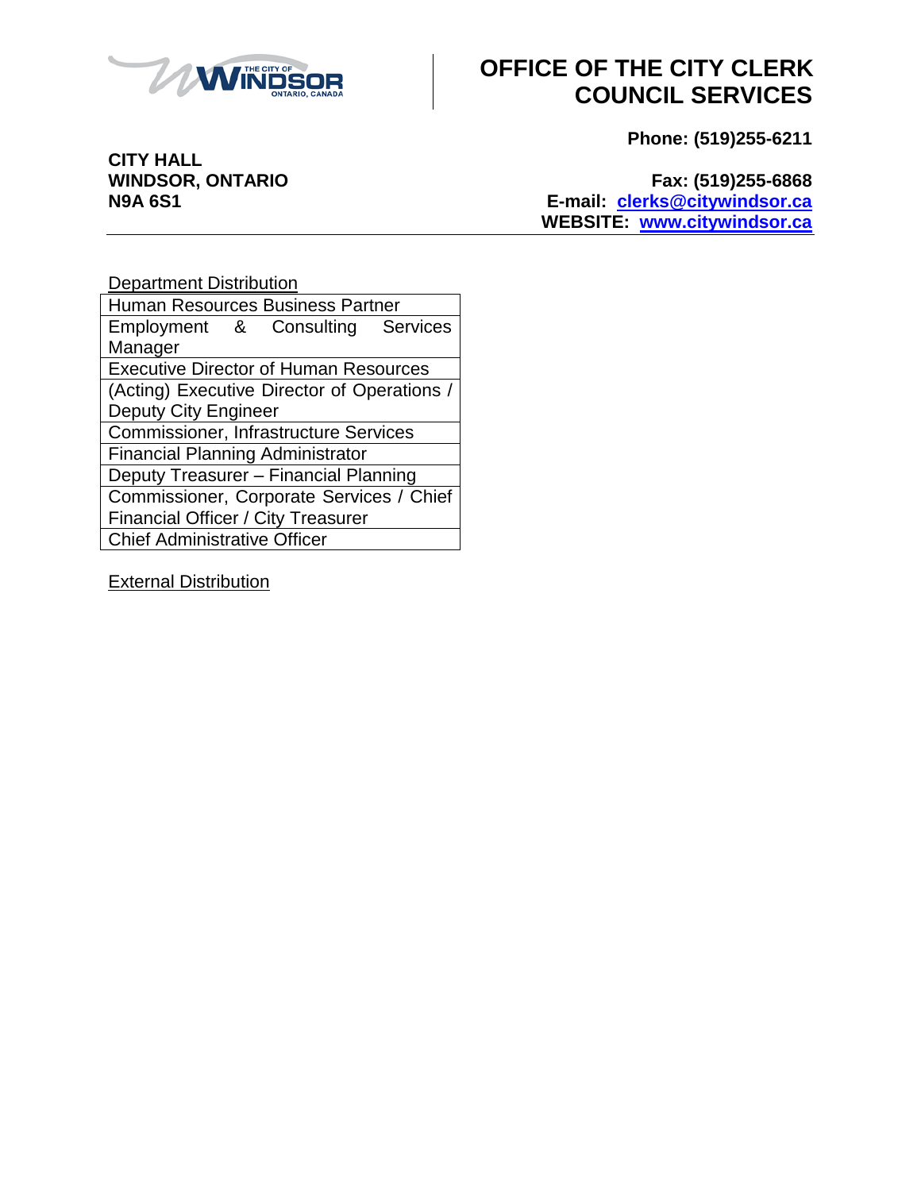# OFFICE OF THE CITY CLERK
# COUNCIL SERVICES

**Phone: (519)255-6211**

**CITY HALL**
**WINDSOR, ONTARIO**
**N9A 6S1**

**Fax: (519)255-6868**
**E-mail: clerks@citywindsor.ca**
**WEBSITE: www.citywindsor.ca**

Department Distribution

| |
|---|
| Human Resources Business Partner |
| Employment & Consulting Services Manager |
| Executive Director of Human Resources |
| (Acting) Executive Director of Operations / Deputy City Engineer |
| Commissioner, Infrastructure Services |
| Financial Planning Administrator |
| Deputy Treasurer – Financial Planning |
| Commissioner, Corporate Services / Chief Financial Officer / City Treasurer |
| Chief Administrative Officer |

External Distribution